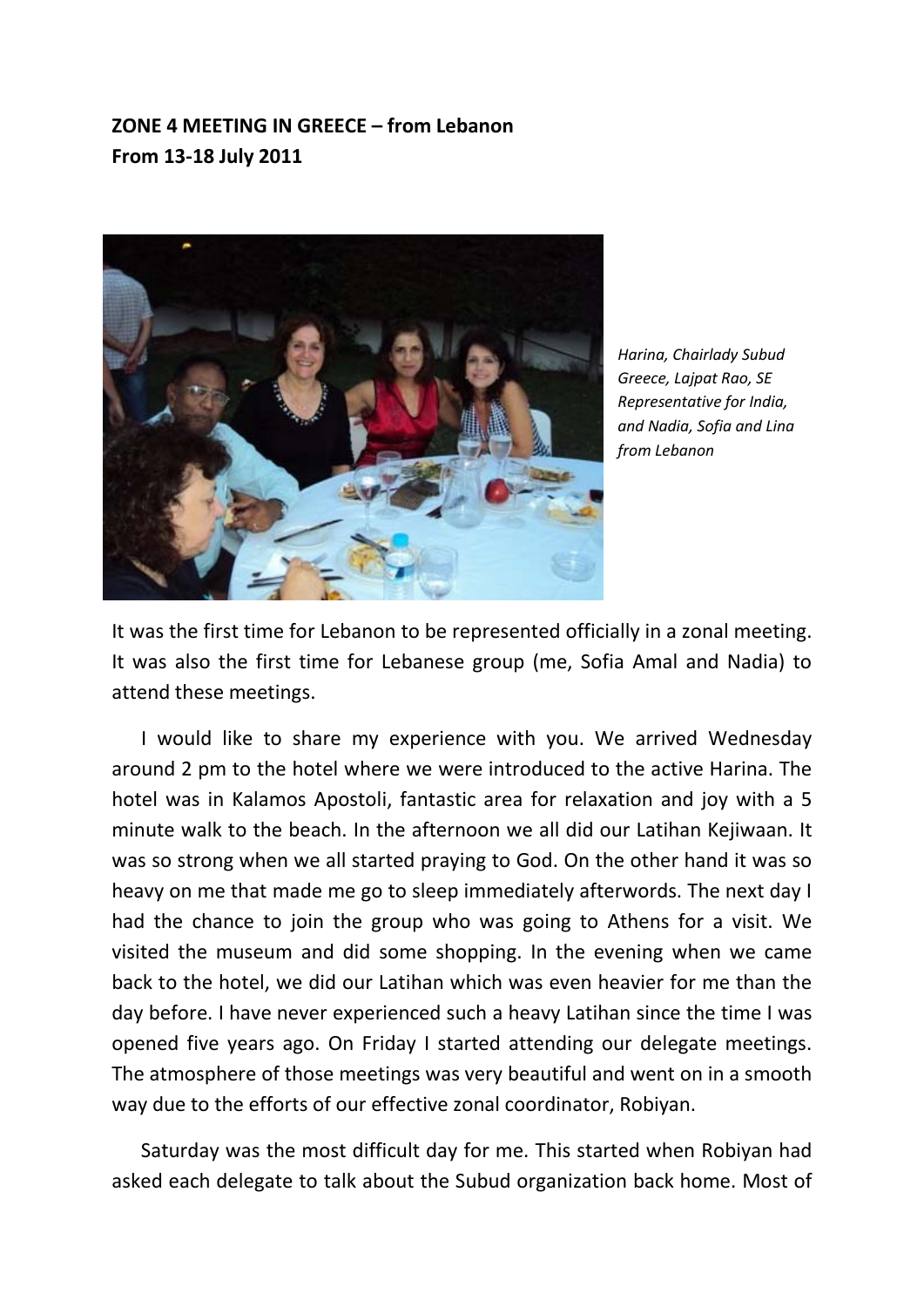**ZONE 4 MEETING IN GREECE – from Lebanon**
**From 13-18 July 2011**

*Harina, Chairlady Subud Greece, Lajpat Rao, SE Representative for India, and Nadia, Sofia and Lina from Lebanon*

It was the first time for Lebanon to be represented officially in a zonal meeting. It was also the first time for Lebanese group (me, Sofia Amal and Nadia) to attend these meetings.

I would like to share my experience with you. We arrived Wednesday around 2 pm to the hotel where we were introduced to the active Harina. The hotel was in Kalamos Apostoli, fantastic area for relaxation and joy with a 5 minute walk to the beach. In the afternoon we all did our Latihan Kejiwaan. It was so strong when we all started praying to God. On the other hand it was so heavy on me that made me go to sleep immediately afterwords. The next day I had the chance to join the group who was going to Athens for a visit. We visited the museum and did some shopping. In the evening when we came back to the hotel, we did our Latihan which was even heavier for me than the day before. I have never experienced such a heavy Latihan since the time I was opened five years ago. On Friday I started attending our delegate meetings. The atmosphere of those meetings was very beautiful and went on in a smooth way due to the efforts of our effective zonal coordinator, Robiyan.

Saturday was the most difficult day for me. This started when Robiyan had asked each delegate to talk about the Subud organization back home. Most of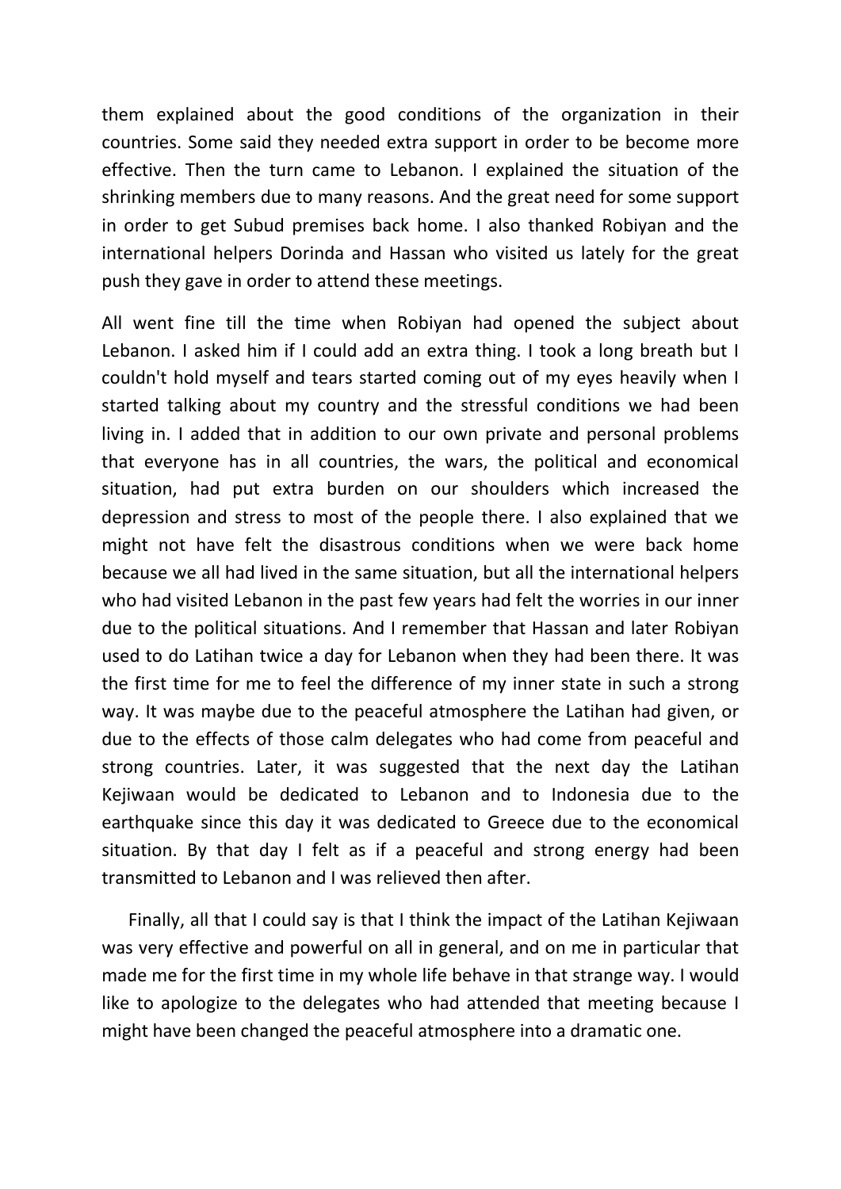them explained about the good conditions of the organization in their countries. Some said they needed extra support in order to be become more effective. Then the turn came to Lebanon. I explained the situation of the shrinking members due to many reasons. And the great need for some support in order to get Subud premises back home. I also thanked Robiyan and the international helpers Dorinda and Hassan who visited us lately for the great push they gave in order to attend these meetings.

All went fine till the time when Robiyan had opened the subject about Lebanon. I asked him if I could add an extra thing. I took a long breath but I couldn't hold myself and tears started coming out of my eyes heavily when I started talking about my country and the stressful conditions we had been living in. I added that in addition to our own private and personal problems that everyone has in all countries, the wars, the political and economical situation, had put extra burden on our shoulders which increased the depression and stress to most of the people there. I also explained that we might not have felt the disastrous conditions when we were back home because we all had lived in the same situation, but all the international helpers who had visited Lebanon in the past few years had felt the worries in our inner due to the political situations. And I remember that Hassan and later Robiyan used to do Latihan twice a day for Lebanon when they had been there. It was the first time for me to feel the difference of my inner state in such a strong way. It was maybe due to the peaceful atmosphere the Latihan had given, or due to the effects of those calm delegates who had come from peaceful and strong countries. Later, it was suggested that the next day the Latihan Kejiwaan would be dedicated to Lebanon and to Indonesia due to the earthquake since this day it was dedicated to Greece due to the economical situation. By that day I felt as if a peaceful and strong energy had been transmitted to Lebanon and I was relieved then after.

Finally, all that I could say is that I think the impact of the Latihan Kejiwaan was very effective and powerful on all in general, and on me in particular that made me for the first time in my whole life behave in that strange way. I would like to apologize to the delegates who had attended that meeting because I might have been changed the peaceful atmosphere into a dramatic one.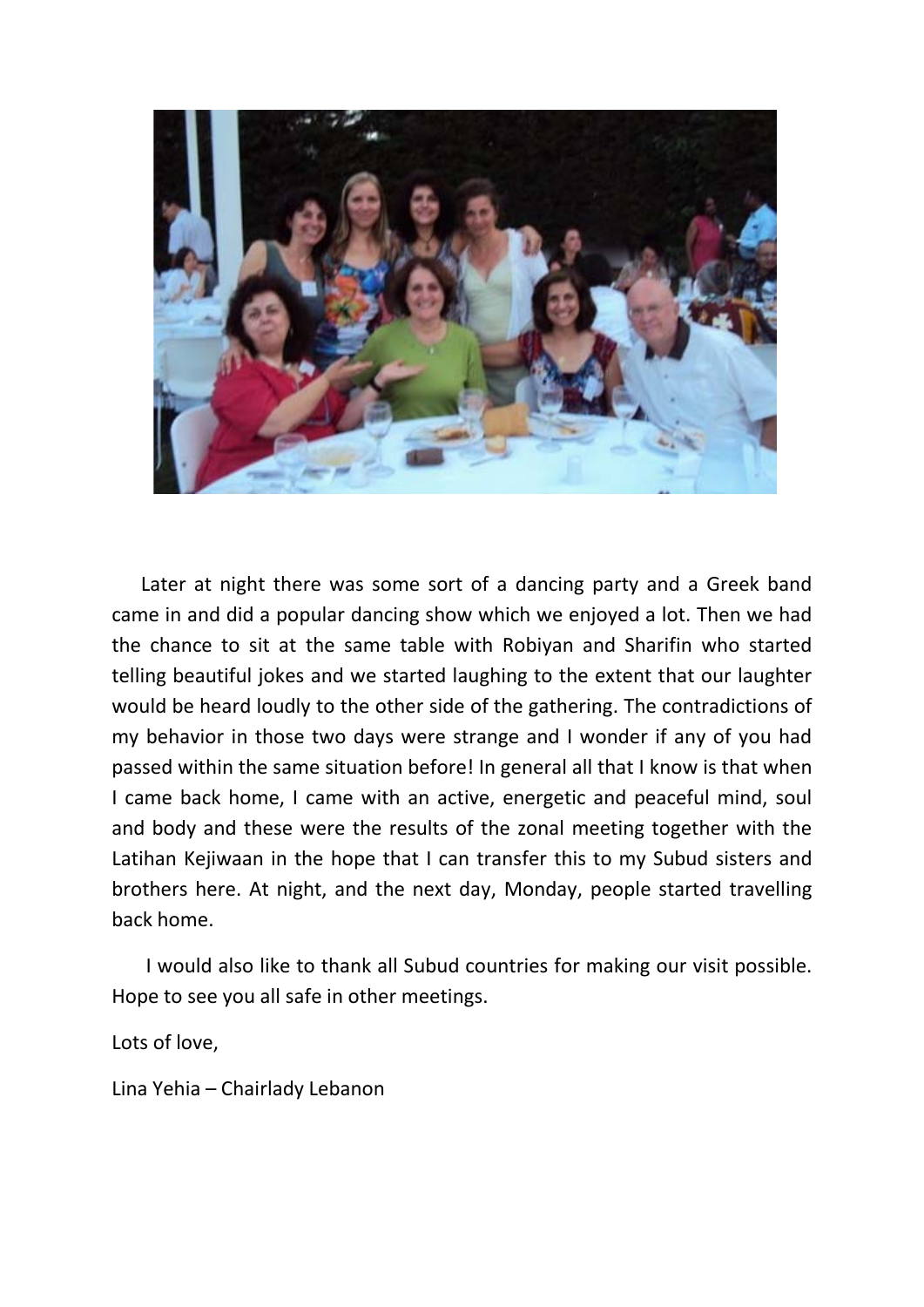Later at night there was some sort of a dancing party and a Greek band came in and did a popular dancing show which we enjoyed a lot. Then we had the chance to sit at the same table with Robiyan and Sharifin who started telling beautiful jokes and we started laughing to the extent that our laughter would be heard loudly to the other side of the gathering. The contradictions of my behavior in those two days were strange and I wonder if any of you had passed within the same situation before! In general all that I know is that when I came back home, I came with an active, energetic and peaceful mind, soul and body and these were the results of the zonal meeting together with the Latihan Kejiwaan in the hope that I can transfer this to my Subud sisters and brothers here. At night, and the next day, Monday, people started travelling back home.

I would also like to thank all Subud countries for making our visit possible. Hope to see you all safe in other meetings.

Lots of love,

Lina Yehia – Chairlady Lebanon